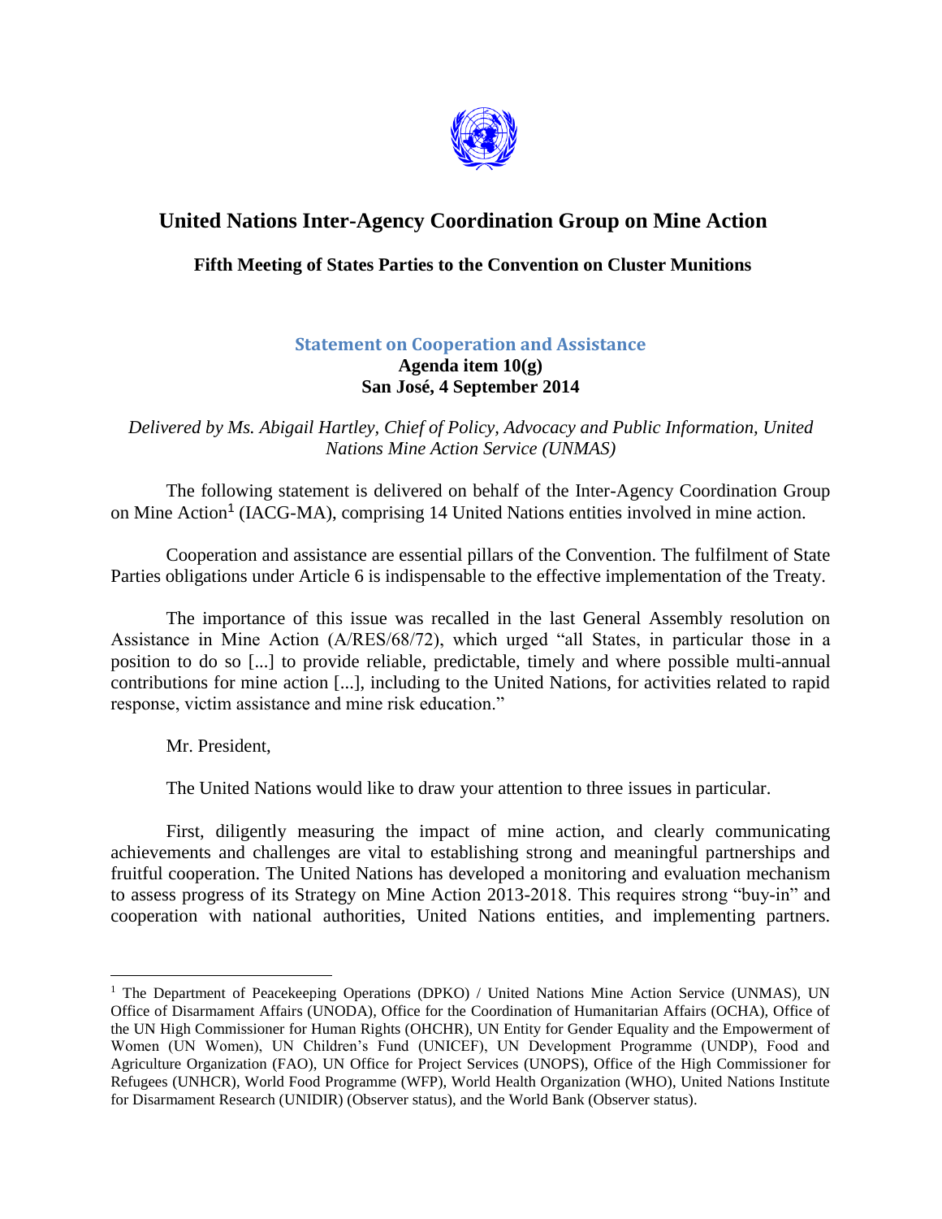# United Nations Inter-Agency Coordination Group on Mine Action

## Fifth Meeting of States Parties to the Convention on Cluster Munitions

### Statement on Cooperation and Assistance

**Agenda item 10(g)**
**San José, 4 September 2014**

*Delivered by Ms. Abigail Hartley, Chief of Policy, Advocacy and Public Information, United Nations Mine Action Service (UNMAS)*

The following statement is delivered on behalf of the Inter-Agency Coordination Group on Mine Action[1] (IACG-MA), comprising 14 United Nations entities involved in mine action.

Cooperation and assistance are essential pillars of the Convention. The fulfilment of State Parties obligations under Article 6 is indispensable to the effective implementation of the Treaty.

The importance of this issue was recalled in the last General Assembly resolution on Assistance in Mine Action (A/RES/68/72), which urged "all States, in particular those in a position to do so [...] to provide reliable, predictable, timely and where possible multi-annual contributions for mine action [...], including to the United Nations, for activities related to rapid response, victim assistance and mine risk education."

Mr. President,

The United Nations would like to draw your attention to three issues in particular.

First, diligently measuring the impact of mine action, and clearly communicating achievements and challenges are vital to establishing strong and meaningful partnerships and fruitful cooperation. The United Nations has developed a monitoring and evaluation mechanism to assess progress of its Strategy on Mine Action 2013-2018. This requires strong "buy-in" and cooperation with national authorities, United Nations entities, and implementing partners.

---

[1] The Department of Peacekeeping Operations (DPKO) / United Nations Mine Action Service (UNMAS), UN Office of Disarmament Affairs (UNODA), Office for the Coordination of Humanitarian Affairs (OCHA), Office of the UN High Commissioner for Human Rights (OHCHR), UN Entity for Gender Equality and the Empowerment of Women (UN Women), UN Children's Fund (UNICEF), UN Development Programme (UNDP), Food and Agriculture Organization (FAO), UN Office for Project Services (UNOPS), Office of the High Commissioner for Refugees (UNHCR), World Food Programme (WFP), World Health Organization (WHO), United Nations Institute for Disarmament Research (UNIDIR) (Observer status), and the World Bank (Observer status).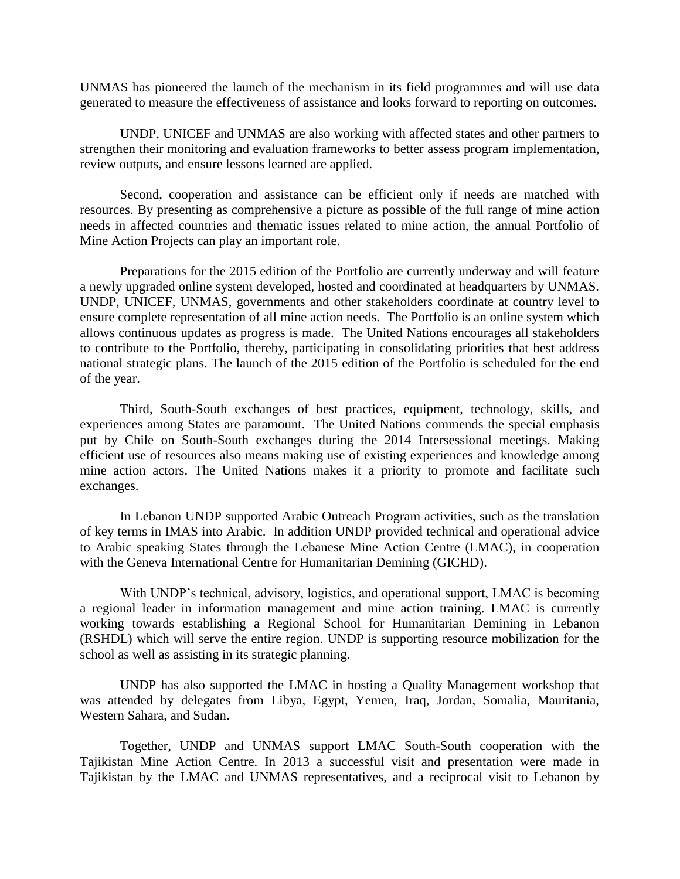UNMAS has pioneered the launch of the mechanism in its field programmes and will use data generated to measure the effectiveness of assistance and looks forward to reporting on outcomes.

UNDP, UNICEF and UNMAS are also working with affected states and other partners to strengthen their monitoring and evaluation frameworks to better assess program implementation, review outputs, and ensure lessons learned are applied.

Second, cooperation and assistance can be efficient only if needs are matched with resources. By presenting as comprehensive a picture as possible of the full range of mine action needs in affected countries and thematic issues related to mine action, the annual Portfolio of Mine Action Projects can play an important role.

Preparations for the 2015 edition of the Portfolio are currently underway and will feature a newly upgraded online system developed, hosted and coordinated at headquarters by UNMAS. UNDP, UNICEF, UNMAS, governments and other stakeholders coordinate at country level to ensure complete representation of all mine action needs. The Portfolio is an online system which allows continuous updates as progress is made. The United Nations encourages all stakeholders to contribute to the Portfolio, thereby, participating in consolidating priorities that best address national strategic plans. The launch of the 2015 edition of the Portfolio is scheduled for the end of the year.

Third, South-South exchanges of best practices, equipment, technology, skills, and experiences among States are paramount. The United Nations commends the special emphasis put by Chile on South-South exchanges during the 2014 Intersessional meetings. Making efficient use of resources also means making use of existing experiences and knowledge among mine action actors. The United Nations makes it a priority to promote and facilitate such exchanges.

In Lebanon UNDP supported Arabic Outreach Program activities, such as the translation of key terms in IMAS into Arabic. In addition UNDP provided technical and operational advice to Arabic speaking States through the Lebanese Mine Action Centre (LMAC), in cooperation with the Geneva International Centre for Humanitarian Demining (GICHD).

With UNDP's technical, advisory, logistics, and operational support, LMAC is becoming a regional leader in information management and mine action training. LMAC is currently working towards establishing a Regional School for Humanitarian Demining in Lebanon (RSHDL) which will serve the entire region. UNDP is supporting resource mobilization for the school as well as assisting in its strategic planning.

UNDP has also supported the LMAC in hosting a Quality Management workshop that was attended by delegates from Libya, Egypt, Yemen, Iraq, Jordan, Somalia, Mauritania, Western Sahara, and Sudan.

Together, UNDP and UNMAS support LMAC South-South cooperation with the Tajikistan Mine Action Centre. In 2013 a successful visit and presentation were made in Tajikistan by the LMAC and UNMAS representatives, and a reciprocal visit to Lebanon by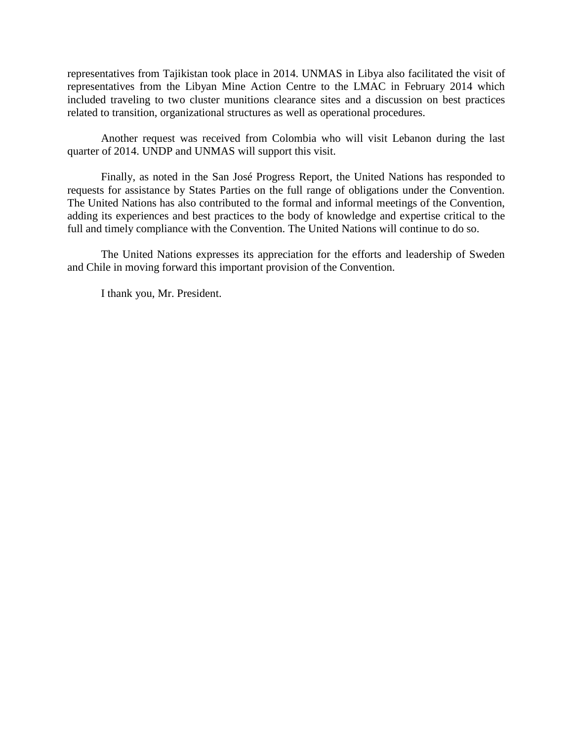representatives from Tajikistan took place in 2014. UNMAS in Libya also facilitated the visit of representatives from the Libyan Mine Action Centre to the LMAC in February 2014 which included traveling to two cluster munitions clearance sites and a discussion on best practices related to transition, organizational structures as well as operational procedures.

Another request was received from Colombia who will visit Lebanon during the last quarter of 2014. UNDP and UNMAS will support this visit.

Finally, as noted in the San José Progress Report, the United Nations has responded to requests for assistance by States Parties on the full range of obligations under the Convention. The United Nations has also contributed to the formal and informal meetings of the Convention, adding its experiences and best practices to the body of knowledge and expertise critical to the full and timely compliance with the Convention. The United Nations will continue to do so.

The United Nations expresses its appreciation for the efforts and leadership of Sweden and Chile in moving forward this important provision of the Convention.

I thank you, Mr. President.